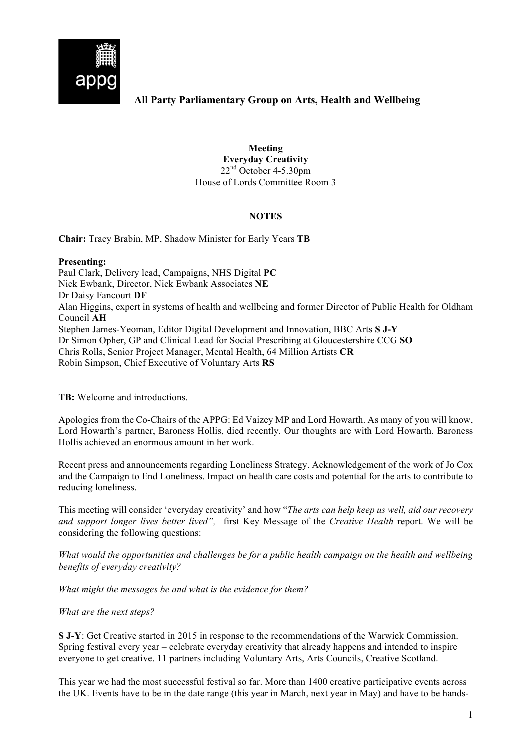# All Party Parliamentary Group on Arts, Health and Wellbeing

**Meeting**
**Everyday Creativity**
22nd October 4-5.30pm
House of Lords Committee Room 3

**NOTES**

**Chair:** Tracy Brabin, MP, Shadow Minister for Early Years **TB**

**Presenting:**
Paul Clark, Delivery lead, Campaigns, NHS Digital **PC**
Nick Ewbank, Director, Nick Ewbank Associates **NE**
Dr Daisy Fancourt **DF**
Alan Higgins, expert in systems of health and wellbeing and former Director of Public Health for Oldham Council **AH**
Stephen James-Yeoman, Editor Digital Development and Innovation, BBC Arts **S J-Y**
Dr Simon Opher, GP and Clinical Lead for Social Prescribing at Gloucestershire CCG **SO**
Chris Rolls, Senior Project Manager, Mental Health, 64 Million Artists **CR**
Robin Simpson, Chief Executive of Voluntary Arts **RS**

**TB:** Welcome and introductions.

Apologies from the Co-Chairs of the APPG: Ed Vaizey MP and Lord Howarth. As many of you will know, Lord Howarth's partner, Baroness Hollis, died recently. Our thoughts are with Lord Howarth. Baroness Hollis achieved an enormous amount in her work.

Recent press and announcements regarding Loneliness Strategy. Acknowledgement of the work of Jo Cox and the Campaign to End Loneliness. Impact on health care costs and potential for the arts to contribute to reducing loneliness.

This meeting will consider 'everyday creativity' and how "*The arts can help keep us well, aid our recovery and support longer lives better lived",* first Key Message of the *Creative Health* report. We will be considering the following questions:

*What would the opportunities and challenges be for a public health campaign on the health and wellbeing benefits of everyday creativity?*

*What might the messages be and what is the evidence for them?*

*What are the next steps?*

**S J-Y**: Get Creative started in 2015 in response to the recommendations of the Warwick Commission. Spring festival every year – celebrate everyday creativity that already happens and intended to inspire everyone to get creative. 11 partners including Voluntary Arts, Arts Councils, Creative Scotland.

This year we had the most successful festival so far. More than 1400 creative participative events across the UK. Events have to be in the date range (this year in March, next year in May) and have to be hands-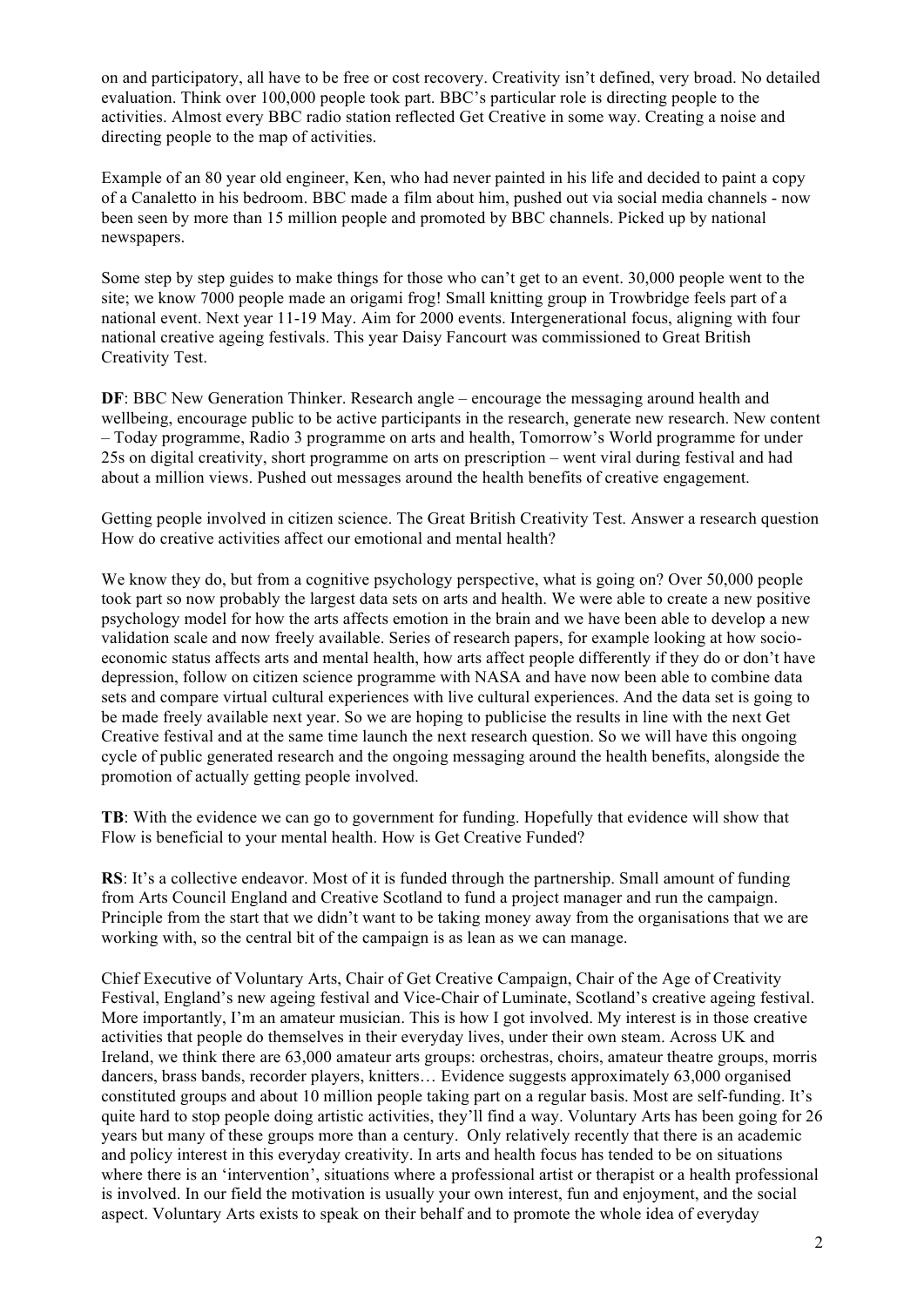on and participatory, all have to be free or cost recovery. Creativity isn't defined, very broad. No detailed evaluation. Think over 100,000 people took part. BBC's particular role is directing people to the activities. Almost every BBC radio station reflected Get Creative in some way. Creating a noise and directing people to the map of activities.

Example of an 80 year old engineer, Ken, who had never painted in his life and decided to paint a copy of a Canaletto in his bedroom. BBC made a film about him, pushed out via social media channels - now been seen by more than 15 million people and promoted by BBC channels. Picked up by national newspapers.

Some step by step guides to make things for those who can't get to an event. 30,000 people went to the site; we know 7000 people made an origami frog! Small knitting group in Trowbridge feels part of a national event. Next year 11-19 May. Aim for 2000 events. Intergenerational focus, aligning with four national creative ageing festivals. This year Daisy Fancourt was commissioned to Great British Creativity Test.

**DF**: BBC New Generation Thinker. Research angle – encourage the messaging around health and wellbeing, encourage public to be active participants in the research, generate new research. New content – Today programme, Radio 3 programme on arts and health, Tomorrow's World programme for under 25s on digital creativity, short programme on arts on prescription – went viral during festival and had about a million views. Pushed out messages around the health benefits of creative engagement.

Getting people involved in citizen science. The Great British Creativity Test. Answer a research question How do creative activities affect our emotional and mental health?

We know they do, but from a cognitive psychology perspective, what is going on? Over 50,000 people took part so now probably the largest data sets on arts and health. We were able to create a new positive psychology model for how the arts affects emotion in the brain and we have been able to develop a new validation scale and now freely available. Series of research papers, for example looking at how socio-economic status affects arts and mental health, how arts affect people differently if they do or don't have depression, follow on citizen science programme with NASA and have now been able to combine data sets and compare virtual cultural experiences with live cultural experiences. And the data set is going to be made freely available next year. So we are hoping to publicise the results in line with the next Get Creative festival and at the same time launch the next research question. So we will have this ongoing cycle of public generated research and the ongoing messaging around the health benefits, alongside the promotion of actually getting people involved.

**TB**: With the evidence we can go to government for funding. Hopefully that evidence will show that Flow is beneficial to your mental health. How is Get Creative Funded?

**RS**: It's a collective endeavor. Most of it is funded through the partnership. Small amount of funding from Arts Council England and Creative Scotland to fund a project manager and run the campaign. Principle from the start that we didn't want to be taking money away from the organisations that we are working with, so the central bit of the campaign is as lean as we can manage.

Chief Executive of Voluntary Arts, Chair of Get Creative Campaign, Chair of the Age of Creativity Festival, England's new ageing festival and Vice-Chair of Luminate, Scotland's creative ageing festival. More importantly, I'm an amateur musician. This is how I got involved. My interest is in those creative activities that people do themselves in their everyday lives, under their own steam. Across UK and Ireland, we think there are 63,000 amateur arts groups: orchestras, choirs, amateur theatre groups, morris dancers, brass bands, recorder players, knitters… Evidence suggests approximately 63,000 organised constituted groups and about 10 million people taking part on a regular basis. Most are self-funding. It's quite hard to stop people doing artistic activities, they'll find a way. Voluntary Arts has been going for 26 years but many of these groups more than a century. Only relatively recently that there is an academic and policy interest in this everyday creativity. In arts and health focus has tended to be on situations where there is an 'intervention', situations where a professional artist or therapist or a health professional is involved. In our field the motivation is usually your own interest, fun and enjoyment, and the social aspect. Voluntary Arts exists to speak on their behalf and to promote the whole idea of everyday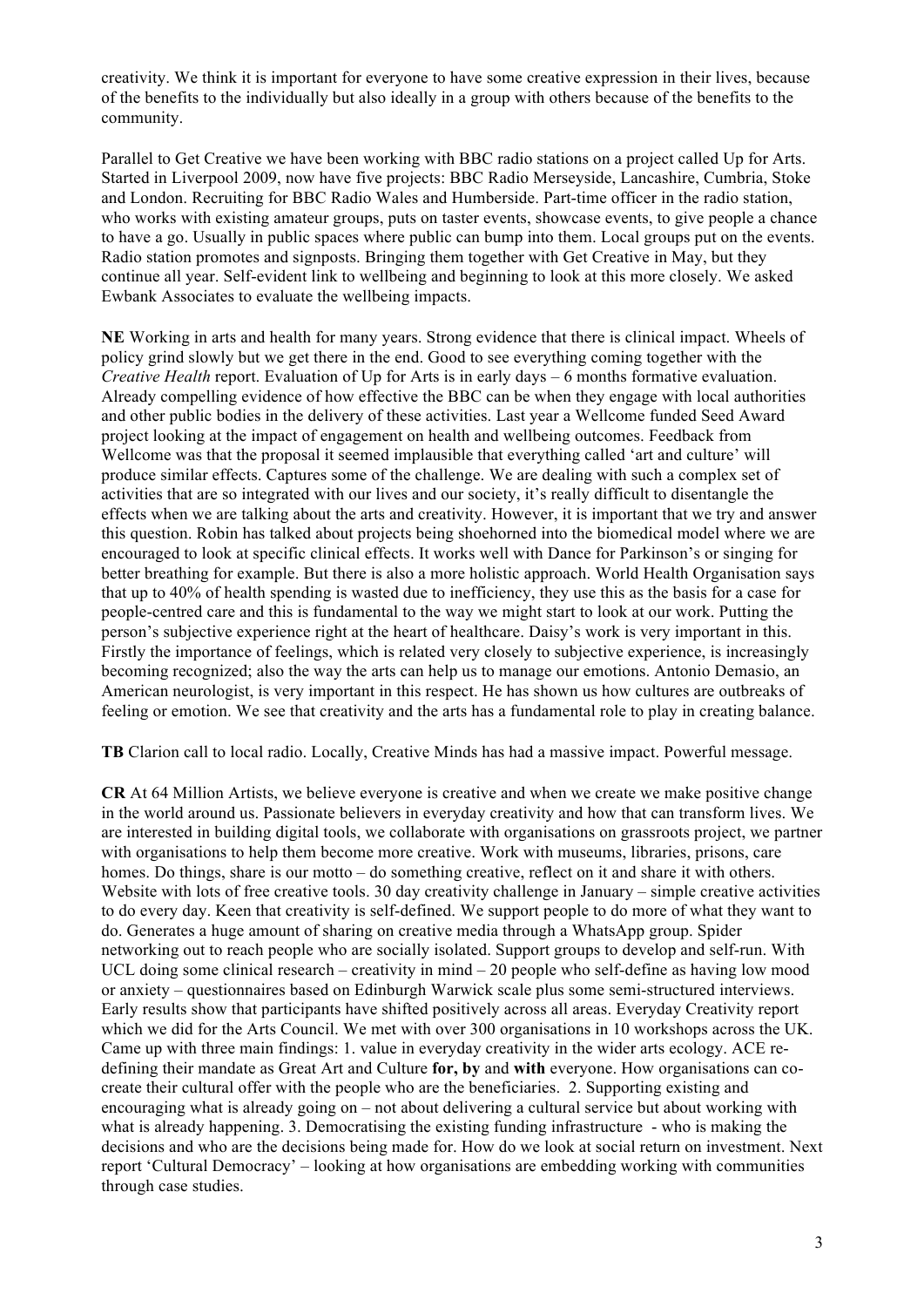creativity. We think it is important for everyone to have some creative expression in their lives, because of the benefits to the individually but also ideally in a group with others because of the benefits to the community.

Parallel to Get Creative we have been working with BBC radio stations on a project called Up for Arts. Started in Liverpool 2009, now have five projects: BBC Radio Merseyside, Lancashire, Cumbria, Stoke and London. Recruiting for BBC Radio Wales and Humberside. Part-time officer in the radio station, who works with existing amateur groups, puts on taster events, showcase events, to give people a chance to have a go. Usually in public spaces where public can bump into them. Local groups put on the events. Radio station promotes and signposts. Bringing them together with Get Creative in May, but they continue all year. Self-evident link to wellbeing and beginning to look at this more closely. We asked Ewbank Associates to evaluate the wellbeing impacts.

**NE** Working in arts and health for many years. Strong evidence that there is clinical impact. Wheels of policy grind slowly but we get there in the end. Good to see everything coming together with the *Creative Health* report. Evaluation of Up for Arts is in early days – 6 months formative evaluation. Already compelling evidence of how effective the BBC can be when they engage with local authorities and other public bodies in the delivery of these activities. Last year a Wellcome funded Seed Award project looking at the impact of engagement on health and wellbeing outcomes. Feedback from Wellcome was that the proposal it seemed implausible that everything called 'art and culture' will produce similar effects. Captures some of the challenge. We are dealing with such a complex set of activities that are so integrated with our lives and our society, it's really difficult to disentangle the effects when we are talking about the arts and creativity. However, it is important that we try and answer this question. Robin has talked about projects being shoehorned into the biomedical model where we are encouraged to look at specific clinical effects. It works well with Dance for Parkinson's or singing for better breathing for example. But there is also a more holistic approach. World Health Organisation says that up to 40% of health spending is wasted due to inefficiency, they use this as the basis for a case for people-centred care and this is fundamental to the way we might start to look at our work. Putting the person's subjective experience right at the heart of healthcare. Daisy's work is very important in this. Firstly the importance of feelings, which is related very closely to subjective experience, is increasingly becoming recognized; also the way the arts can help us to manage our emotions. Antonio Demasio, an American neurologist, is very important in this respect. He has shown us how cultures are outbreaks of feeling or emotion. We see that creativity and the arts has a fundamental role to play in creating balance.

**TB** Clarion call to local radio. Locally, Creative Minds has had a massive impact. Powerful message.

**CR** At 64 Million Artists, we believe everyone is creative and when we create we make positive change in the world around us. Passionate believers in everyday creativity and how that can transform lives. We are interested in building digital tools, we collaborate with organisations on grassroots project, we partner with organisations to help them become more creative. Work with museums, libraries, prisons, care homes. Do things, share is our motto – do something creative, reflect on it and share it with others. Website with lots of free creative tools. 30 day creativity challenge in January – simple creative activities to do every day. Keen that creativity is self-defined. We support people to do more of what they want to do. Generates a huge amount of sharing on creative media through a WhatsApp group. Spider networking out to reach people who are socially isolated. Support groups to develop and self-run. With UCL doing some clinical research – creativity in mind – 20 people who self-define as having low mood or anxiety – questionnaires based on Edinburgh Warwick scale plus some semi-structured interviews. Early results show that participants have shifted positively across all areas. Everyday Creativity report which we did for the Arts Council. We met with over 300 organisations in 10 workshops across the UK. Came up with three main findings: 1. value in everyday creativity in the wider arts ecology. ACE re-defining their mandate as Great Art and Culture **for, by** and **with** everyone. How organisations can co-create their cultural offer with the people who are the beneficiaries. 2. Supporting existing and encouraging what is already going on – not about delivering a cultural service but about working with what is already happening. 3. Democratising the existing funding infrastructure - who is making the decisions and who are the decisions being made for. How do we look at social return on investment. Next report 'Cultural Democracy' – looking at how organisations are embedding working with communities through case studies.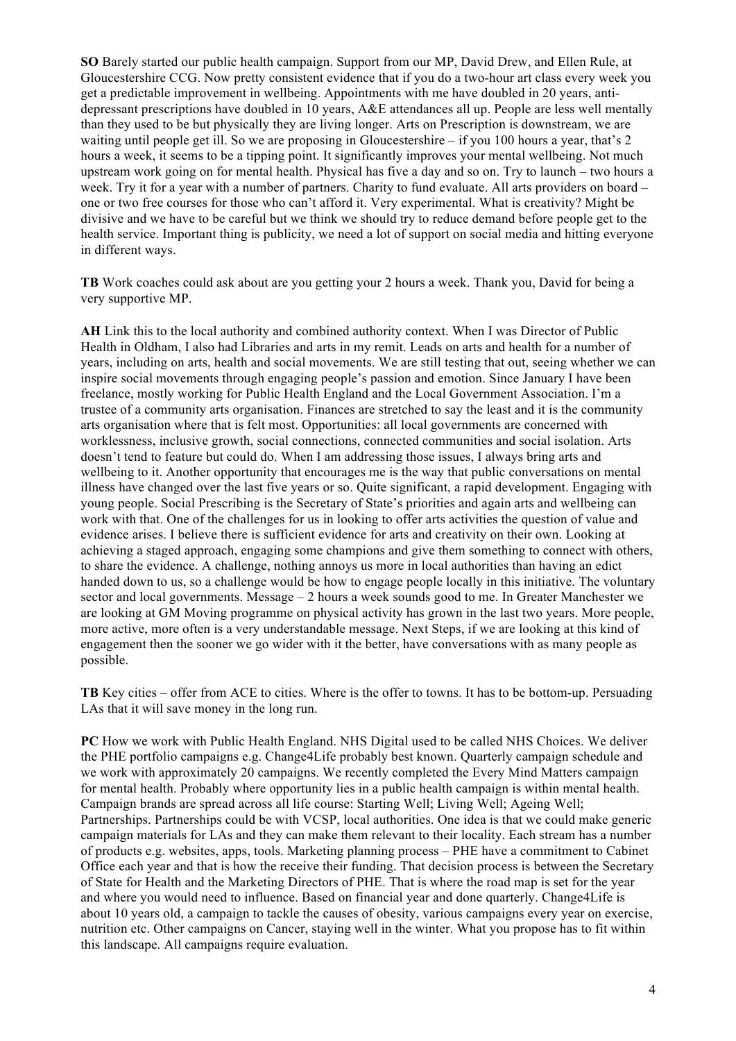**SO** Barely started our public health campaign. Support from our MP, David Drew, and Ellen Rule, at Gloucestershire CCG. Now pretty consistent evidence that if you do a two-hour art class every week you get a predictable improvement in wellbeing. Appointments with me have doubled in 20 years, anti-depressant prescriptions have doubled in 10 years, A&E attendances all up. People are less well mentally than they used to be but physically they are living longer. Arts on Prescription is downstream, we are waiting until people get ill. So we are proposing in Gloucestershire – if you 100 hours a year, that's 2 hours a week, it seems to be a tipping point. It significantly improves your mental wellbeing. Not much upstream work going on for mental health. Physical has five a day and so on. Try to launch – two hours a week. Try it for a year with a number of partners. Charity to fund evaluate. All arts providers on board – one or two free courses for those who can't afford it. Very experimental. What is creativity? Might be divisive and we have to be careful but we think we should try to reduce demand before people get to the health service. Important thing is publicity, we need a lot of support on social media and hitting everyone in different ways.

**TB** Work coaches could ask about are you getting your 2 hours a week. Thank you, David for being a very supportive MP.

**AH** Link this to the local authority and combined authority context. When I was Director of Public Health in Oldham, I also had Libraries and arts in my remit. Leads on arts and health for a number of years, including on arts, health and social movements. We are still testing that out, seeing whether we can inspire social movements through engaging people's passion and emotion. Since January I have been freelance, mostly working for Public Health England and the Local Government Association. I'm a trustee of a community arts organisation. Finances are stretched to say the least and it is the community arts organisation where that is felt most. Opportunities: all local governments are concerned with worklessness, inclusive growth, social connections, connected communities and social isolation. Arts doesn't tend to feature but could do. When I am addressing those issues, I always bring arts and wellbeing to it. Another opportunity that encourages me is the way that public conversations on mental illness have changed over the last five years or so. Quite significant, a rapid development. Engaging with young people. Social Prescribing is the Secretary of State's priorities and again arts and wellbeing can work with that. One of the challenges for us in looking to offer arts activities the question of value and evidence arises. I believe there is sufficient evidence for arts and creativity on their own. Looking at achieving a staged approach, engaging some champions and give them something to connect with others, to share the evidence. A challenge, nothing annoys us more in local authorities than having an edict handed down to us, so a challenge would be how to engage people locally in this initiative. The voluntary sector and local governments. Message – 2 hours a week sounds good to me. In Greater Manchester we are looking at GM Moving programme on physical activity has grown in the last two years. More people, more active, more often is a very understandable message. Next Steps, if we are looking at this kind of engagement then the sooner we go wider with it the better, have conversations with as many people as possible.

**TB** Key cities – offer from ACE to cities. Where is the offer to towns. It has to be bottom-up. Persuading LAs that it will save money in the long run.

**PC** How we work with Public Health England. NHS Digital used to be called NHS Choices. We deliver the PHE portfolio campaigns e.g. Change4Life probably best known. Quarterly campaign schedule and we work with approximately 20 campaigns. We recently completed the Every Mind Matters campaign for mental health. Probably where opportunity lies in a public health campaign is within mental health. Campaign brands are spread across all life course: Starting Well; Living Well; Ageing Well; Partnerships. Partnerships could be with VCSP, local authorities. One idea is that we could make generic campaign materials for LAs and they can make them relevant to their locality. Each stream has a number of products e.g. websites, apps, tools. Marketing planning process – PHE have a commitment to Cabinet Office each year and that is how the receive their funding. That decision process is between the Secretary of State for Health and the Marketing Directors of PHE. That is where the road map is set for the year and where you would need to influence. Based on financial year and done quarterly. Change4Life is about 10 years old, a campaign to tackle the causes of obesity, various campaigns every year on exercise, nutrition etc. Other campaigns on Cancer, staying well in the winter. What you propose has to fit within this landscape. All campaigns require evaluation.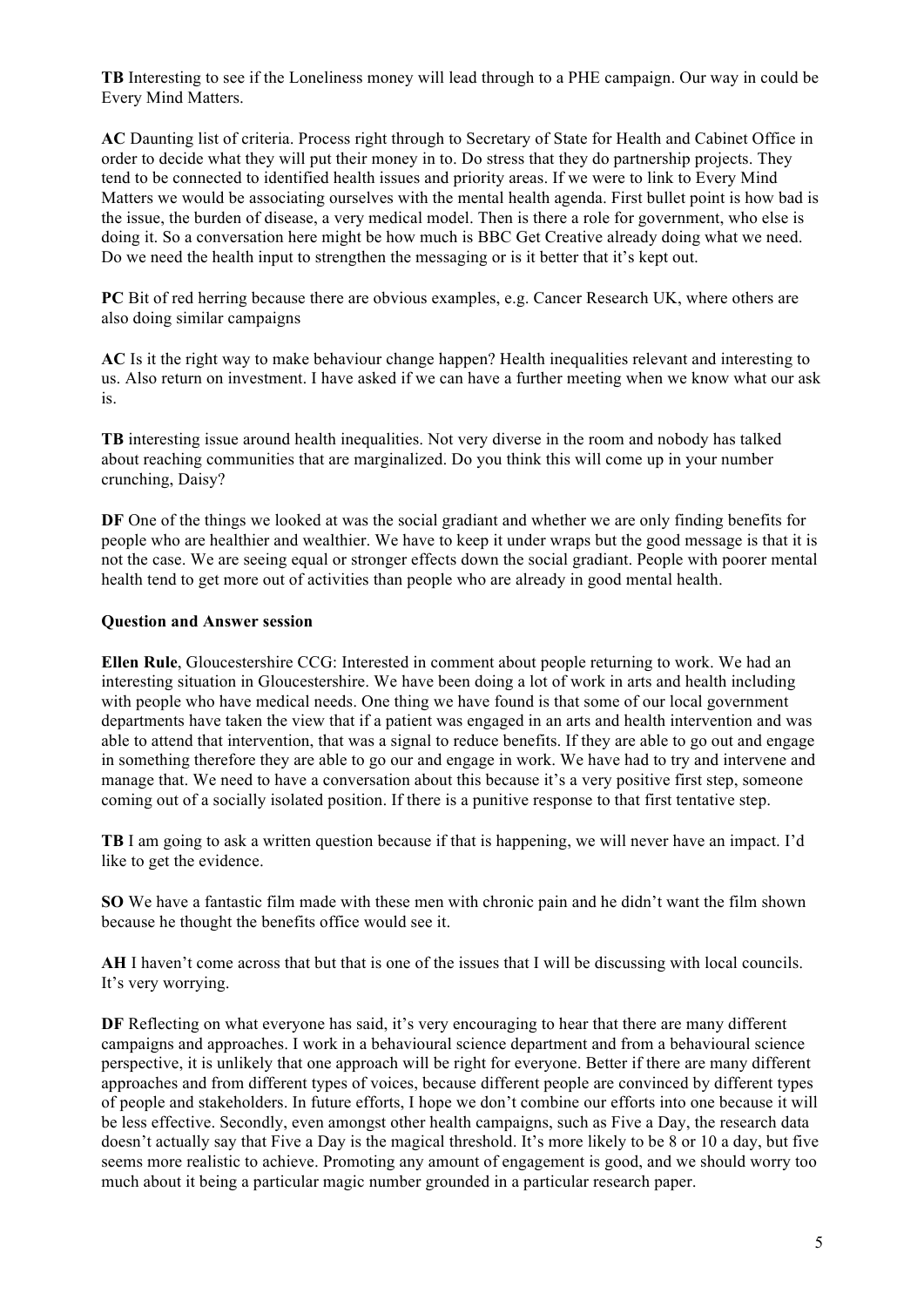**TB** Interesting to see if the Loneliness money will lead through to a PHE campaign. Our way in could be Every Mind Matters.

**AC** Daunting list of criteria. Process right through to Secretary of State for Health and Cabinet Office in order to decide what they will put their money in to. Do stress that they do partnership projects. They tend to be connected to identified health issues and priority areas. If we were to link to Every Mind Matters we would be associating ourselves with the mental health agenda. First bullet point is how bad is the issue, the burden of disease, a very medical model. Then is there a role for government, who else is doing it. So a conversation here might be how much is BBC Get Creative already doing what we need. Do we need the health input to strengthen the messaging or is it better that it's kept out.

**PC** Bit of red herring because there are obvious examples, e.g. Cancer Research UK, where others are also doing similar campaigns

**AC** Is it the right way to make behaviour change happen? Health inequalities relevant and interesting to us. Also return on investment. I have asked if we can have a further meeting when we know what our ask is.

**TB** interesting issue around health inequalities. Not very diverse in the room and nobody has talked about reaching communities that are marginalized. Do you think this will come up in your number crunching, Daisy?

**DF** One of the things we looked at was the social gradiant and whether we are only finding benefits for people who are healthier and wealthier. We have to keep it under wraps but the good message is that it is not the case. We are seeing equal or stronger effects down the social gradiant. People with poorer mental health tend to get more out of activities than people who are already in good mental health.

**Question and Answer session**

**Ellen Rule**, Gloucestershire CCG: Interested in comment about people returning to work. We had an interesting situation in Gloucestershire. We have been doing a lot of work in arts and health including with people who have medical needs. One thing we have found is that some of our local government departments have taken the view that if a patient was engaged in an arts and health intervention and was able to attend that intervention, that was a signal to reduce benefits. If they are able to go out and engage in something therefore they are able to go our and engage in work. We have had to try and intervene and manage that. We need to have a conversation about this because it's a very positive first step, someone coming out of a socially isolated position. If there is a punitive response to that first tentative step.

**TB** I am going to ask a written question because if that is happening, we will never have an impact. I'd like to get the evidence.

**SO** We have a fantastic film made with these men with chronic pain and he didn't want the film shown because he thought the benefits office would see it.

**AH** I haven't come across that but that is one of the issues that I will be discussing with local councils. It's very worrying.

**DF** Reflecting on what everyone has said, it's very encouraging to hear that there are many different campaigns and approaches. I work in a behavioural science department and from a behavioural science perspective, it is unlikely that one approach will be right for everyone. Better if there are many different approaches and from different types of voices, because different people are convinced by different types of people and stakeholders. In future efforts, I hope we don't combine our efforts into one because it will be less effective. Secondly, even amongst other health campaigns, such as Five a Day, the research data doesn't actually say that Five a Day is the magical threshold. It's more likely to be 8 or 10 a day, but five seems more realistic to achieve. Promoting any amount of engagement is good, and we should worry too much about it being a particular magic number grounded in a particular research paper.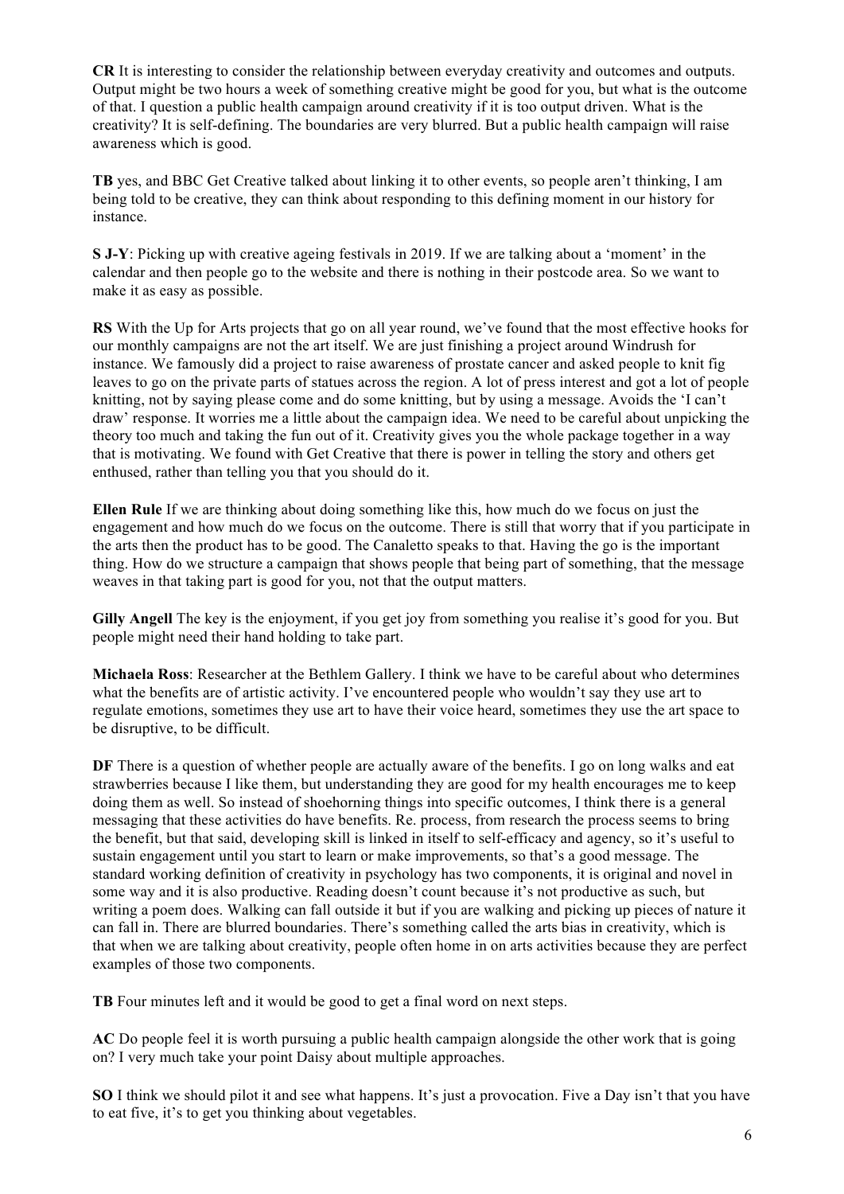**CR** It is interesting to consider the relationship between everyday creativity and outcomes and outputs. Output might be two hours a week of something creative might be good for you, but what is the outcome of that. I question a public health campaign around creativity if it is too output driven. What is the creativity? It is self-defining. The boundaries are very blurred. But a public health campaign will raise awareness which is good.

**TB** yes, and BBC Get Creative talked about linking it to other events, so people aren't thinking, I am being told to be creative, they can think about responding to this defining moment in our history for instance.

**S J-Y**: Picking up with creative ageing festivals in 2019. If we are talking about a 'moment' in the calendar and then people go to the website and there is nothing in their postcode area. So we want to make it as easy as possible.

**RS** With the Up for Arts projects that go on all year round, we've found that the most effective hooks for our monthly campaigns are not the art itself. We are just finishing a project around Windrush for instance. We famously did a project to raise awareness of prostate cancer and asked people to knit fig leaves to go on the private parts of statues across the region. A lot of press interest and got a lot of people knitting, not by saying please come and do some knitting, but by using a message. Avoids the 'I can't draw' response. It worries me a little about the campaign idea. We need to be careful about unpicking the theory too much and taking the fun out of it. Creativity gives you the whole package together in a way that is motivating. We found with Get Creative that there is power in telling the story and others get enthused, rather than telling you that you should do it.

**Ellen Rule** If we are thinking about doing something like this, how much do we focus on just the engagement and how much do we focus on the outcome. There is still that worry that if you participate in the arts then the product has to be good. The Canaletto speaks to that. Having the go is the important thing. How do we structure a campaign that shows people that being part of something, that the message weaves in that taking part is good for you, not that the output matters.

**Gilly Angell** The key is the enjoyment, if you get joy from something you realise it's good for you. But people might need their hand holding to take part.

**Michaela Ross**: Researcher at the Bethlem Gallery. I think we have to be careful about who determines what the benefits are of artistic activity. I've encountered people who wouldn't say they use art to regulate emotions, sometimes they use art to have their voice heard, sometimes they use the art space to be disruptive, to be difficult.

**DF** There is a question of whether people are actually aware of the benefits. I go on long walks and eat strawberries because I like them, but understanding they are good for my health encourages me to keep doing them as well. So instead of shoehorning things into specific outcomes, I think there is a general messaging that these activities do have benefits. Re. process, from research the process seems to bring the benefit, but that said, developing skill is linked in itself to self-efficacy and agency, so it's useful to sustain engagement until you start to learn or make improvements, so that's a good message. The standard working definition of creativity in psychology has two components, it is original and novel in some way and it is also productive. Reading doesn't count because it's not productive as such, but writing a poem does. Walking can fall outside it but if you are walking and picking up pieces of nature it can fall in. There are blurred boundaries. There's something called the arts bias in creativity, which is that when we are talking about creativity, people often home in on arts activities because they are perfect examples of those two components.

**TB** Four minutes left and it would be good to get a final word on next steps.

**AC** Do people feel it is worth pursuing a public health campaign alongside the other work that is going on? I very much take your point Daisy about multiple approaches.

**SO** I think we should pilot it and see what happens. It's just a provocation. Five a Day isn't that you have to eat five, it's to get you thinking about vegetables.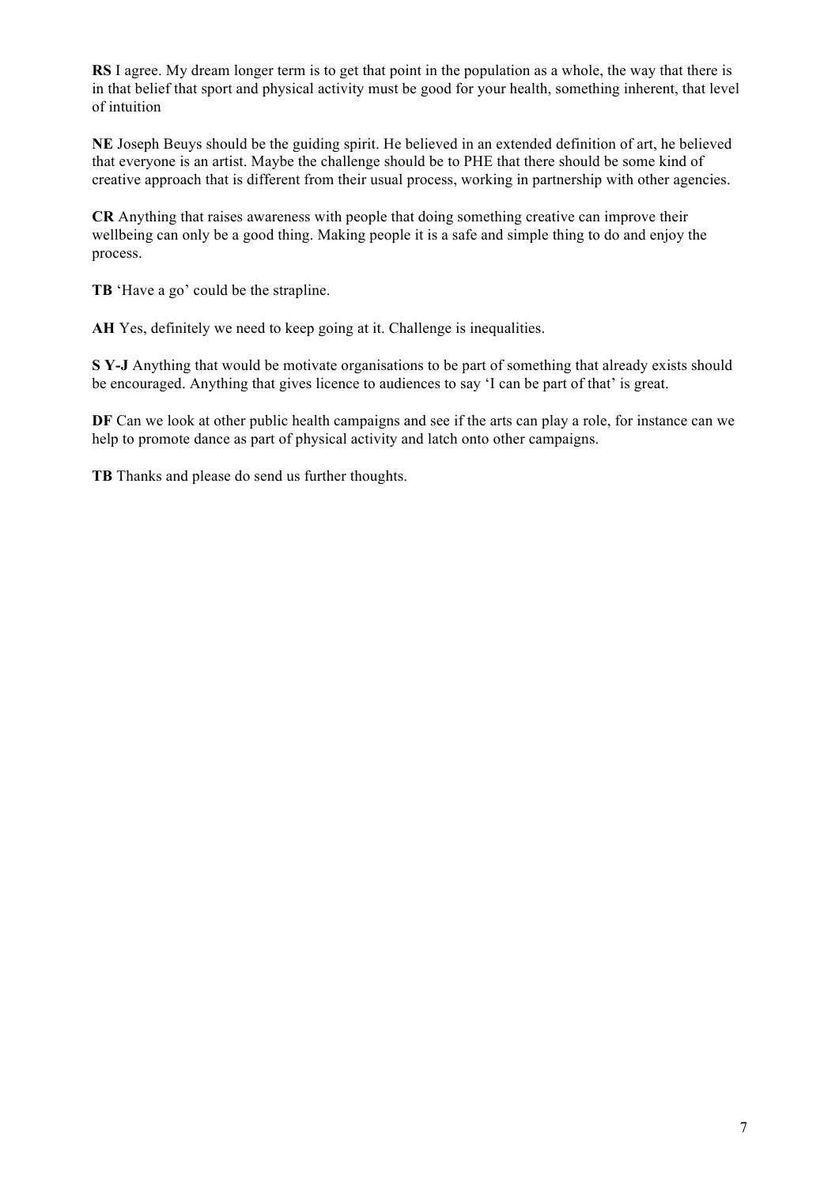**RS** I agree. My dream longer term is to get that point in the population as a whole, the way that there is in that belief that sport and physical activity must be good for your health, something inherent, that level of intuition

**NE** Joseph Beuys should be the guiding spirit. He believed in an extended definition of art, he believed that everyone is an artist. Maybe the challenge should be to PHE that there should be some kind of creative approach that is different from their usual process, working in partnership with other agencies.

**CR** Anything that raises awareness with people that doing something creative can improve their wellbeing can only be a good thing. Making people it is a safe and simple thing to do and enjoy the process.

**TB** 'Have a go' could be the strapline.

**AH** Yes, definitely we need to keep going at it. Challenge is inequalities.

**S Y-J** Anything that would be motivate organisations to be part of something that already exists should be encouraged. Anything that gives licence to audiences to say 'I can be part of that' is great.

**DF** Can we look at other public health campaigns and see if the arts can play a role, for instance can we help to promote dance as part of physical activity and latch onto other campaigns.

**TB** Thanks and please do send us further thoughts.